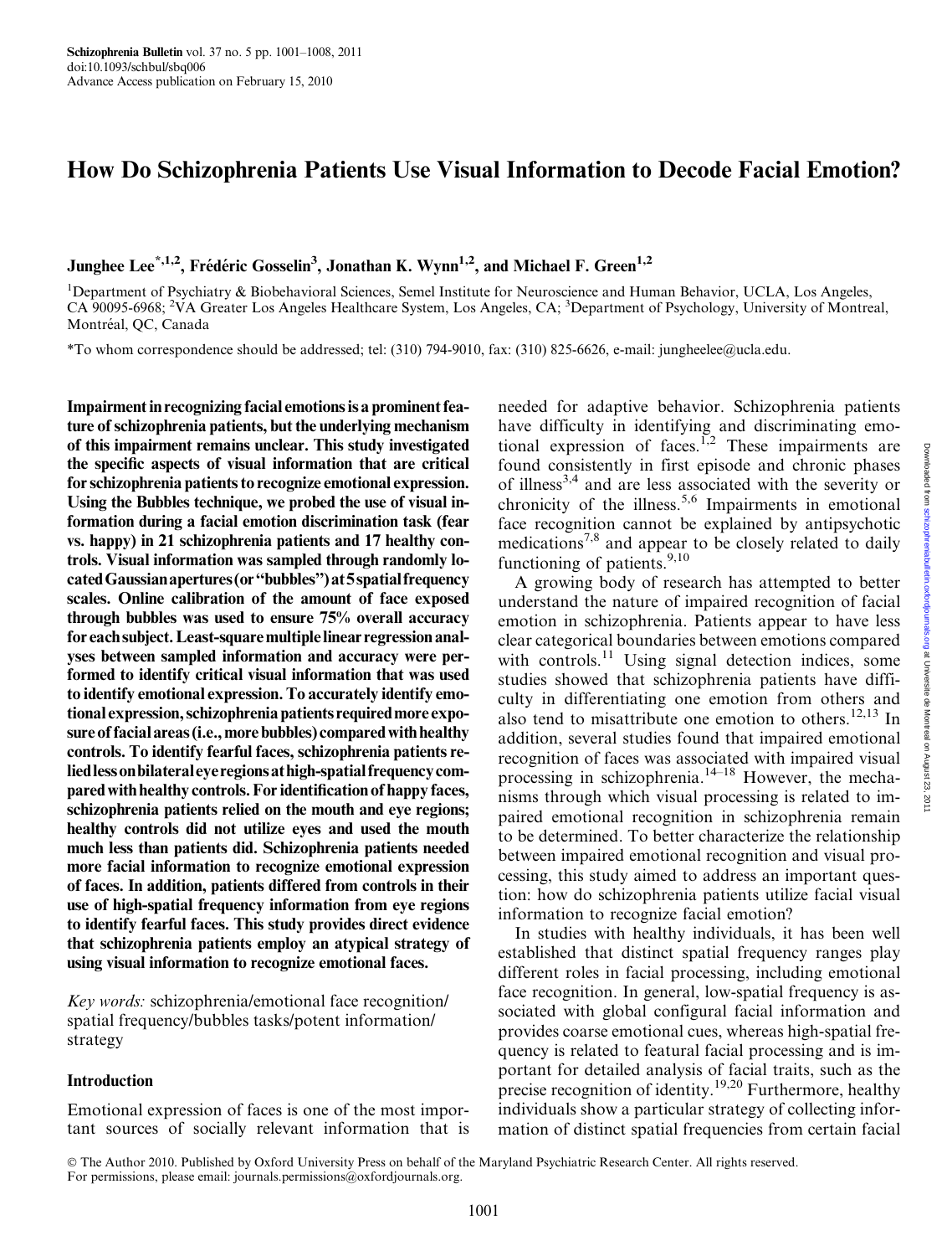# How Do Schizophrenia Patients Use Visual Information to Decode Facial Emotion?

Junghee Lee[*,1,2], Frédéric Gosselin[3], Jonathan K. Wynn[1,2], and Michael F. Green[1,2]

[1]Department of Psychiatry & Biobehavioral Sciences, Semel Institute for Neuroscience and Human Behavior, UCLA, Los Angeles, CA 90095-6968; [2]VA Greater Los Angeles Healthcare System, Los Angeles, CA; [3]Department of Psychology, University of Montreal, Montréal, QC, Canada

*To whom correspondence should be addressed; tel: (310) 794-9010, fax: (310) 825-6626, e-mail: jungheelee@ucla.edu.

**Impairment in recognizing facial emotions is a prominent feature of schizophrenia patients, but the underlying mechanism of this impairment remains unclear. This study investigated the specific aspects of visual information that are critical for schizophrenia patients to recognize emotional expression. Using the Bubbles technique, we probed the use of visual information during a facial emotion discrimination task (fear vs. happy) in 21 schizophrenia patients and 17 healthy controls. Visual information was sampled through randomly located Gaussian apertures (or "bubbles") at 5 spatial frequency scales. Online calibration of the amount of face exposed through bubbles was used to ensure 75% overall accuracy for each subject. Least-square multiple linear regression analyses between sampled information and accuracy were performed to identify critical visual information that was used to identify emotional expression. To accurately identify emotional expression, schizophrenia patients required more exposure of facial areas (i.e., more bubbles) compared with healthy controls. To identify fearful faces, schizophrenia patients relied less on bilateral eye regions at high-spatial frequency compared with healthy controls. For identification of happy faces, schizophrenia patients relied on the mouth and eye regions; healthy controls did not utilize eyes and used the mouth much less than patients did. Schizophrenia patients needed more facial information to recognize emotional expression of faces. In addition, patients differed from controls in their use of high-spatial frequency information from eye regions to identify fearful faces. This study provides direct evidence that schizophrenia patients employ an atypical strategy of using visual information to recognize emotional faces.**

*Key words:* schizophrenia/emotional face recognition/spatial frequency/bubbles tasks/potent information/strategy

## Introduction

Emotional expression of faces is one of the most important sources of socially relevant information that is needed for adaptive behavior. Schizophrenia patients have difficulty in identifying and discriminating emotional expression of faces.[1,2] These impairments are found consistently in first episode and chronic phases of illness[3,4] and are less associated with the severity or chronicity of the illness.[5,6] Impairments in emotional face recognition cannot be explained by antipsychotic medications[7,8] and appear to be closely related to daily functioning of patients.[9,10]

A growing body of research has attempted to better understand the nature of impaired recognition of facial emotion in schizophrenia. Patients appear to have less clear categorical boundaries between emotions compared with controls.[11] Using signal detection indices, some studies showed that schizophrenia patients have difficulty in differentiating one emotion from others and also tend to misattribute one emotion to others.[12,13] In addition, several studies found that impaired emotional recognition of faces was associated with impaired visual processing in schizophrenia.[14–18] However, the mechanisms through which visual processing is related to impaired emotional recognition in schizophrenia remain to be determined. To better characterize the relationship between impaired emotional recognition and visual processing, this study aimed to address an important question: how do schizophrenia patients utilize facial visual information to recognize facial emotion?

In studies with healthy individuals, it has been well established that distinct spatial frequency ranges play different roles in facial processing, including emotional face recognition. In general, low-spatial frequency is associated with global configural facial information and provides coarse emotional cues, whereas high-spatial frequency is related to featural facial processing and is important for detailed analysis of facial traits, such as the precise recognition of identity.[19,20] Furthermore, healthy individuals show a particular strategy of collecting information of distinct spatial frequencies from certain facial

© The Author 2010. Published by Oxford University Press on behalf of the Maryland Psychiatric Research Center. All rights reserved. For permissions, please email: journals.permissions@oxfordjournals.org.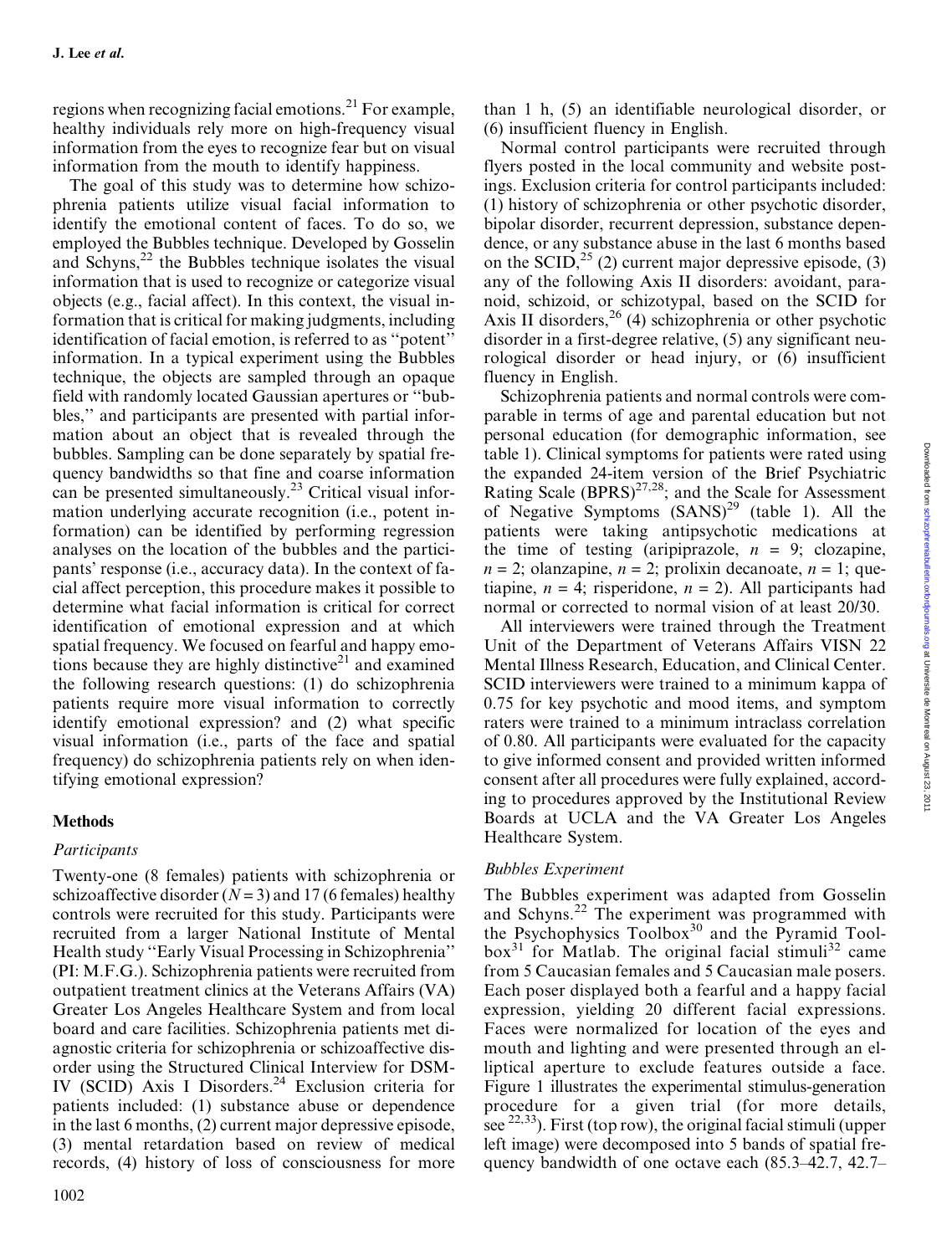regions when recognizing facial emotions.[21] For example, healthy individuals rely more on high-frequency visual information from the eyes to recognize fear but on visual information from the mouth to identify happiness.

The goal of this study was to determine how schizophrenia patients utilize visual facial information to identify the emotional content of faces. To do so, we employed the Bubbles technique. Developed by Gosselin and Schyns,[22] the Bubbles technique isolates the visual information that is used to recognize or categorize visual objects (e.g., facial affect). In this context, the visual information that is critical for making judgments, including identification of facial emotion, is referred to as ''potent'' information. In a typical experiment using the Bubbles technique, the objects are sampled through an opaque field with randomly located Gaussian apertures or ''bubbles,'' and participants are presented with partial information about an object that is revealed through the bubbles. Sampling can be done separately by spatial frequency bandwidths so that fine and coarse information can be presented simultaneously.[23] Critical visual information underlying accurate recognition (i.e., potent information) can be identified by performing regression analyses on the location of the bubbles and the participants' response (i.e., accuracy data). In the context of facial affect perception, this procedure makes it possible to determine what facial information is critical for correct identification of emotional expression and at which spatial frequency. We focused on fearful and happy emotions because they are highly distinctive[21] and examined the following research questions: (1) do schizophrenia patients require more visual information to correctly identify emotional expression? and (2) what specific visual information (i.e., parts of the face and spatial frequency) do schizophrenia patients rely on when identifying emotional expression?

## Methods

### *Participants*

Twenty-one (8 females) patients with schizophrenia or schizoaffective disorder ($N = 3$) and 17 (6 females) healthy controls were recruited for this study. Participants were recruited from a larger National Institute of Mental Health study ''Early Visual Processing in Schizophrenia'' (PI: M.F.G.). Schizophrenia patients were recruited from outpatient treatment clinics at the Veterans Affairs (VA) Greater Los Angeles Healthcare System and from local board and care facilities. Schizophrenia patients met diagnostic criteria for schizophrenia or schizoaffective disorder using the Structured Clinical Interview for DSM-IV (SCID) Axis I Disorders.[24] Exclusion criteria for patients included: (1) substance abuse or dependence in the last 6 months, (2) current major depressive episode, (3) mental retardation based on review of medical records, (4) history of loss of consciousness for more than 1 h, (5) an identifiable neurological disorder, or (6) insufficient fluency in English.

Normal control participants were recruited through flyers posted in the local community and website postings. Exclusion criteria for control participants included: (1) history of schizophrenia or other psychotic disorder, bipolar disorder, recurrent depression, substance dependence, or any substance abuse in the last 6 months based on the SCID,[25] (2) current major depressive episode, (3) any of the following Axis II disorders: avoidant, paranoid, schizoid, or schizotypal, based on the SCID for Axis II disorders,[26] (4) schizophrenia or other psychotic disorder in a first-degree relative, (5) any significant neurological disorder or head injury, or (6) insufficient fluency in English.

Schizophrenia patients and normal controls were comparable in terms of age and parental education but not personal education (for demographic information, see table 1). Clinical symptoms for patients were rated using the expanded 24-item version of the Brief Psychiatric Rating Scale (BPRS)[27,28]; and the Scale for Assessment of Negative Symptoms (SANS)[29] (table 1). All the patients were taking antipsychotic medications at the time of testing (aripiprazole, $n = 9$; clozapine, $n = 2$; olanzapine, $n = 2$; prolixin decanoate, $n = 1$; quetiapine, $n = 4$; risperidone, $n = 2$). All participants had normal or corrected to normal vision of at least 20/30.

All interviewers were trained through the Treatment Unit of the Department of Veterans Affairs VISN 22 Mental Illness Research, Education, and Clinical Center. SCID interviewers were trained to a minimum kappa of 0.75 for key psychotic and mood items, and symptom raters were trained to a minimum intraclass correlation of 0.80. All participants were evaluated for the capacity to give informed consent and provided written informed consent after all procedures were fully explained, according to procedures approved by the Institutional Review Boards at UCLA and the VA Greater Los Angeles Healthcare System.

### *Bubbles Experiment*

The Bubbles experiment was adapted from Gosselin and Schyns.[22] The experiment was programmed with the Psychophysics Toolbox[30] and the Pyramid Toolbox[31] for Matlab. The original facial stimuli[32] came from 5 Caucasian females and 5 Caucasian male posers. Each poser displayed both a fearful and a happy facial expression, yielding 20 different facial expressions. Faces were normalized for location of the eyes and mouth and lighting and were presented through an elliptical aperture to exclude features outside a face. Figure 1 illustrates the experimental stimulus-generation procedure for a given trial (for more details, see [22,33]). First (top row), the original facial stimuli (upper left image) were decomposed into 5 bands of spatial frequency bandwidth of one octave each (85.3–42.7, 42.7–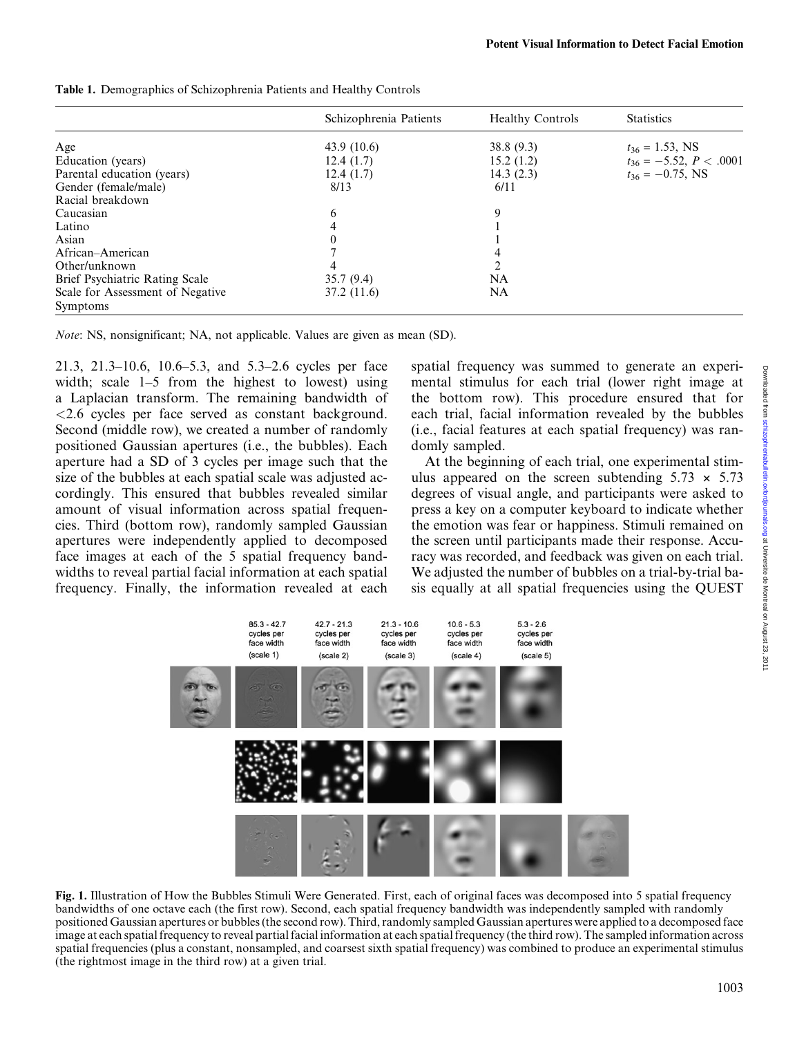**Table 1.** Demographics of Schizophrenia Patients and Healthy Controls

| | Schizophrenia Patients | Healthy Controls | Statistics |
|---|---|---|---|
| Age | 43.9 (10.6) | 38.8 (9.3) | $t_{36}$ = 1.53, NS |
| Education (years) | 12.4 (1.7) | 15.2 (1.2) | $t_{36} = -5.52$, $P < .0001$ |
| Parental education (years) | 12.4 (1.7) | 14.3 (2.3) | $t_{36} = -0.75$, NS |
| Gender (female/male) | 8/13 | 6/11 | |
| Racial breakdown | | | |
| Caucasian | 6 | 9 | |
| Latino | 4 | 1 | |
| Asian | 0 | 1 | |
| African–American | 7 | 4 | |
| Other/unknown | 4 | 2 | |
| Brief Psychiatric Rating Scale | 35.7 (9.4) | NA | |
| Scale for Assessment of Negative Symptoms | 37.2 (11.6) | NA | |

*Note*: NS, nonsignificant; NA, not applicable. Values are given as mean (SD).

21.3, 21.3–10.6, 10.6–5.3, and 5.3–2.6 cycles per face width; scale 1–5 from the highest to lowest) using a Laplacian transform. The remaining bandwidth of <2.6 cycles per face served as constant background. Second (middle row), we created a number of randomly positioned Gaussian apertures (i.e., the bubbles). Each aperture had a SD of 3 cycles per image such that the size of the bubbles at each spatial scale was adjusted accordingly. This ensured that bubbles revealed similar amount of visual information across spatial frequencies. Third (bottom row), randomly sampled Gaussian apertures were independently applied to decomposed face images at each of the 5 spatial frequency bandwidths to reveal partial facial information at each spatial frequency. Finally, the information revealed at each spatial frequency was summed to generate an experimental stimulus for each trial (lower right image at the bottom row). This procedure ensured that for each trial, facial information revealed by the bubbles (i.e., facial features at each spatial frequency) was randomly sampled.

At the beginning of each trial, one experimental stimulus appeared on the screen subtending 5.73 × 5.73 degrees of visual angle, and participants were asked to press a key on a computer keyboard to indicate whether the emotion was fear or happiness. Stimuli remained on the screen until participants made their response. Accuracy was recorded, and feedback was given on each trial. We adjusted the number of bubbles on a trial-by-trial basis equally at all spatial frequencies using the QUEST

**Fig. 1.** Illustration of How the Bubbles Stimuli Were Generated. First, each of original faces was decomposed into 5 spatial frequency bandwidths of one octave each (the first row). Second, each spatial frequency bandwidth was independently sampled with randomly positioned Gaussian apertures or bubbles (the second row). Third, randomly sampled Gaussian apertures were applied to a decomposed face image at each spatial frequency to reveal partial facial information at each spatial frequency (the third row). The sampled information across spatial frequencies (plus a constant, nonsampled, and coarsest sixth spatial frequency) was combined to produce an experimental stimulus (the rightmost image in the third row) at a given trial.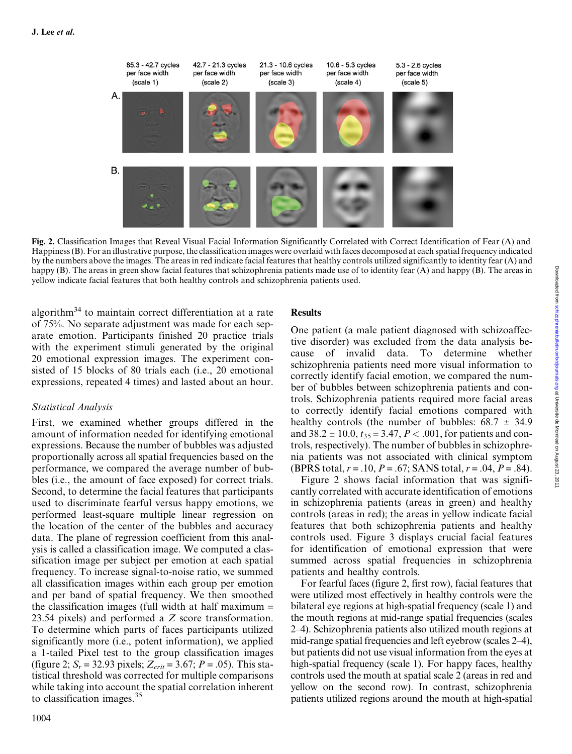Fig. 2. Classification Images that Reveal Visual Facial Information Significantly Correlated with Correct Identification of Fear (A) and Happiness (B). For an illustrative purpose, the classification images were overlaid with faces decomposed at each spatial frequency indicated by the numbers above the images. The areas in red indicate facial features that healthy controls utilized significantly to identity fear (A) and happy (B). The areas in green show facial features that schizophrenia patients made use of to identity fear (A) and happy (B). The areas in yellow indicate facial features that both healthy controls and schizophrenia patients used.

algorithm[34] to maintain correct differentiation at a rate of 75%. No separate adjustment was made for each separate emotion. Participants finished 20 practice trials with the experiment stimuli generated by the original 20 emotional expression images. The experiment consisted of 15 blocks of 80 trials each (i.e., 20 emotional expressions, repeated 4 times) and lasted about an hour.

### *Statistical Analysis*

First, we examined whether groups differed in the amount of information needed for identifying emotional expressions. Because the number of bubbles was adjusted proportionally across all spatial frequencies based on the performance, we compared the average number of bubbles (i.e., the amount of face exposed) for correct trials. Second, to determine the facial features that participants used to discriminate fearful versus happy emotions, we performed least-square multiple linear regression on the location of the center of the bubbles and accuracy data. The plane of regression coefficient from this analysis is called a classification image. We computed a classification image per subject per emotion at each spatial frequency. To increase signal-to-noise ratio, we summed all classification images within each group per emotion and per band of spatial frequency. We then smoothed the classification images (full width at half maximum = 23.54 pixels) and performed a $Z$ score transformation. To determine which parts of faces participants utilized significantly more (i.e., potent information), we applied a 1-tailed Pixel test to the group classification images (figure 2; $S_r$ = 32.93 pixels; $Z_{crit}$ = 3.67; $P$ = .05). This statistical threshold was corrected for multiple comparisons while taking into account the spatial correlation inherent to classification images.[35]

## Results

One patient (a male patient diagnosed with schizoaffective disorder) was excluded from the data analysis because of invalid data. To determine whether schizophrenia patients need more visual information to correctly identify facial emotion, we compared the number of bubbles between schizophrenia patients and controls. Schizophrenia patients required more facial areas to correctly identify facial emotions compared with healthy controls (the number of bubbles: 68.7 ± 34.9 and 38.2 ± 10.0, $t_{35}$ = 3.47, $P < .001$, for patients and controls, respectively). The number of bubbles in schizophrenia patients was not associated with clinical symptom (BPRS total, $r$ = .10, $P$ = .67; SANS total, $r$ = .04, $P$ = .84).

Figure 2 shows facial information that was significantly correlated with accurate identification of emotions in schizophrenia patients (areas in green) and healthy controls (areas in red); the areas in yellow indicate facial features that both schizophrenia patients and healthy controls used. Figure 3 displays crucial facial features for identification of emotional expression that were summed across spatial frequencies in schizophrenia patients and healthy controls.

For fearful faces (figure 2, first row), facial features that were utilized most effectively in healthy controls were the bilateral eye regions at high-spatial frequency (scale 1) and the mouth regions at mid-range spatial frequencies (scales 2–4). Schizophrenia patients also utilized mouth regions at mid-range spatial frequencies and left eyebrow (scales 2–4), but patients did not use visual information from the eyes at high-spatial frequency (scale 1). For happy faces, healthy controls used the mouth at spatial scale 2 (areas in red and yellow on the second row). In contrast, schizophrenia patients utilized regions around the mouth at high-spatial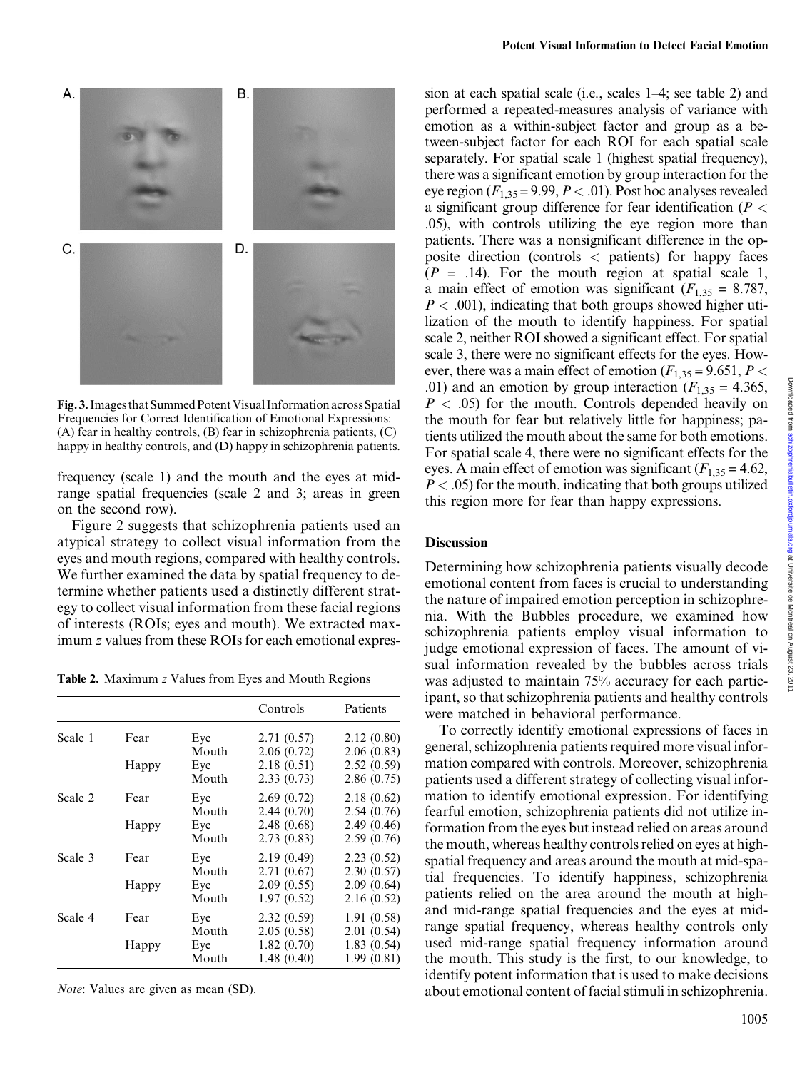Fig. 3. Images that Summed Potent Visual Information across Spatial Frequencies for Correct Identification of Emotional Expressions: (A) fear in healthy controls, (B) fear in schizophrenia patients, (C) happy in healthy controls, and (D) happy in schizophrenia patients.

frequency (scale 1) and the mouth and the eyes at mid-range spatial frequencies (scale 2 and 3; areas in green on the second row).

Figure 2 suggests that schizophrenia patients used an atypical strategy to collect visual information from the eyes and mouth regions, compared with healthy controls. We further examined the data by spatial frequency to determine whether patients used a distinctly different strategy to collect visual information from these facial regions of interests (ROIs; eyes and mouth). We extracted maximum $z$ values from these ROIs for each emotional expression at each spatial scale (i.e., scales 1–4; see table 2) and performed a repeated-measures analysis of variance with emotion as a within-subject factor and group as a between-subject factor for each ROI for each spatial scale separately. For spatial scale 1 (highest spatial frequency), there was a significant emotion by group interaction for the eye region ($F_{1,35} = 9.99$, $P < .01$). Post hoc analyses revealed a significant group difference for fear identification ($P < .05$), with controls utilizing the eye region more than patients. There was a nonsignificant difference in the opposite direction (controls < patients) for happy faces ($P = .14$). For the mouth region at spatial scale 1, a main effect of emotion was significant ($F_{1,35} = 8.787$, $P < .001$), indicating that both groups showed higher utilization of the mouth to identify happiness. For spatial scale 2, neither ROI showed a significant effect. For spatial scale 3, there were no significant effects for the eyes. However, there was a main effect of emotion ($F_{1,35} = 9.651$, $P < .01$) and an emotion by group interaction ($F_{1,35} = 4.365$, $P < .05$) for the mouth. Controls depended heavily on the mouth for fear but relatively little for happiness; patients utilized the mouth about the same for both emotions. For spatial scale 4, there were no significant effects for the eyes. A main effect of emotion was significant ($F_{1,35} = 4.62$, $P < .05$) for the mouth, indicating that both groups utilized this region more for fear than happy expressions.

**Table 2.** Maximum $z$ Values from Eyes and Mouth Regions

| | | | Controls | Patients |
|---|---|---|---|---|
| Scale 1 | Fear | Eye | 2.71 (0.57) | 2.12 (0.80) |
| | | Mouth | 2.06 (0.72) | 2.06 (0.83) |
| | Happy | Eye | 2.18 (0.51) | 2.52 (0.59) |
| | | Mouth | 2.33 (0.73) | 2.86 (0.75) |
| Scale 2 | Fear | Eye | 2.69 (0.72) | 2.18 (0.62) |
| | | Mouth | 2.44 (0.70) | 2.54 (0.76) |
| | Happy | Eye | 2.48 (0.68) | 2.49 (0.46) |
| | | Mouth | 2.73 (0.83) | 2.59 (0.76) |
| Scale 3 | Fear | Eye | 2.19 (0.49) | 2.23 (0.52) |
| | | Mouth | 2.71 (0.67) | 2.30 (0.57) |
| | Happy | Eye | 2.09 (0.55) | 2.09 (0.64) |
| | | Mouth | 1.97 (0.52) | 2.16 (0.52) |
| Scale 4 | Fear | Eye | 2.32 (0.59) | 1.91 (0.58) |
| | | Mouth | 2.05 (0.58) | 2.01 (0.54) |
| | Happy | Eye | 1.82 (0.70) | 1.83 (0.54) |
| | | Mouth | 1.48 (0.40) | 1.99 (0.81) |

*Note*: Values are given as mean (SD).

## Discussion

Determining how schizophrenia patients visually decode emotional content from faces is crucial to understanding the nature of impaired emotion perception in schizophrenia. With the Bubbles procedure, we examined how schizophrenia patients employ visual information to judge emotional expression of faces. The amount of visual information revealed by the bubbles across trials was adjusted to maintain 75% accuracy for each participant, so that schizophrenia patients and healthy controls were matched in behavioral performance.

To correctly identify emotional expressions of faces in general, schizophrenia patients required more visual information compared with controls. Moreover, schizophrenia patients used a different strategy of collecting visual information to identify emotional expression. For identifying fearful emotion, schizophrenia patients did not utilize information from the eyes but instead relied on areas around the mouth, whereas healthy controls relied on eyes at high-spatial frequency and areas around the mouth at mid-spatial frequencies. To identify happiness, schizophrenia patients relied on the area around the mouth at high- and mid-range spatial frequencies and the eyes at mid-range spatial frequency, whereas healthy controls only used mid-range spatial frequency information around the mouth. This study is the first, to our knowledge, to identify potent information that is used to make decisions about emotional content of facial stimuli in schizophrenia.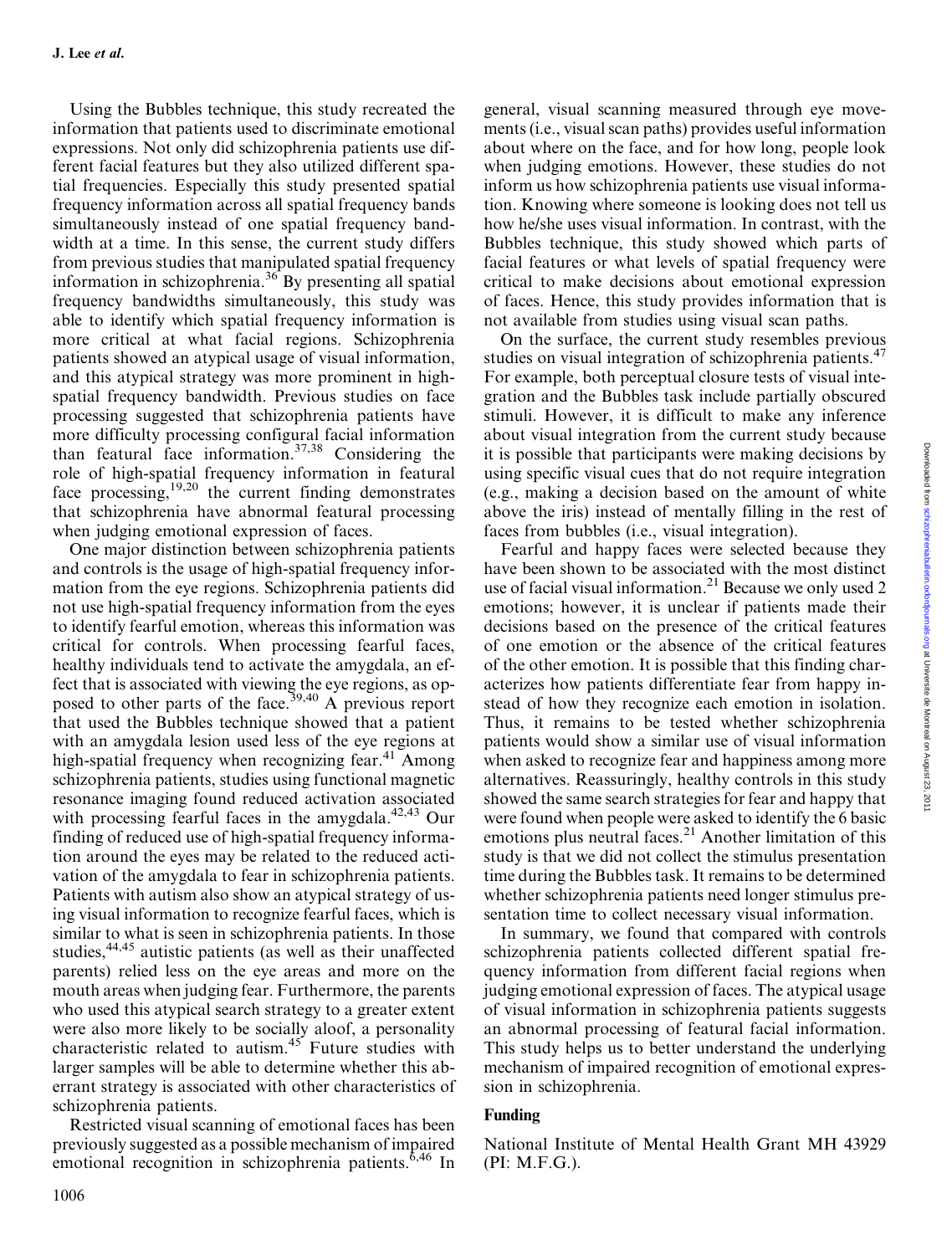Using the Bubbles technique, this study recreated the information that patients used to discriminate emotional expressions. Not only did schizophrenia patients use different facial features but they also utilized different spatial frequencies. Especially this study presented spatial frequency information across all spatial frequency bands simultaneously instead of one spatial frequency bandwidth at a time. In this sense, the current study differs from previous studies that manipulated spatial frequency information in schizophrenia.[36] By presenting all spatial frequency bandwidths simultaneously, this study was able to identify which spatial frequency information is more critical at what facial regions. Schizophrenia patients showed an atypical usage of visual information, and this atypical strategy was more prominent in high-spatial frequency bandwidth. Previous studies on face processing suggested that schizophrenia patients have more difficulty processing configural facial information than featural face information.[37,38] Considering the role of high-spatial frequency information in featural face processing,[19,20] the current finding demonstrates that schizophrenia have abnormal featural processing when judging emotional expression of faces.

One major distinction between schizophrenia patients and controls is the usage of high-spatial frequency information from the eye regions. Schizophrenia patients did not use high-spatial frequency information from the eyes to identify fearful emotion, whereas this information was critical for controls. When processing fearful faces, healthy individuals tend to activate the amygdala, an effect that is associated with viewing the eye regions, as opposed to other parts of the face.[39,40] A previous report that used the Bubbles technique showed that a patient with an amygdala lesion used less of the eye regions at high-spatial frequency when recognizing fear.[41] Among schizophrenia patients, studies using functional magnetic resonance imaging found reduced activation associated with processing fearful faces in the amygdala.[42,43] Our finding of reduced use of high-spatial frequency information around the eyes may be related to the reduced activation of the amygdala to fear in schizophrenia patients. Patients with autism also show an atypical strategy of using visual information to recognize fearful faces, which is similar to what is seen in schizophrenia patients. In those studies,[44,45] autistic patients (as well as their unaffected parents) relied less on the eye areas and more on the mouth areas when judging fear. Furthermore, the parents who used this atypical search strategy to a greater extent were also more likely to be socially aloof, a personality characteristic related to autism.[45] Future studies with larger samples will be able to determine whether this aberrant strategy is associated with other characteristics of schizophrenia patients.

Restricted visual scanning of emotional faces has been previously suggested as a possible mechanism of impaired emotional recognition in schizophrenia patients.[6,46] In general, visual scanning measured through eye movements (i.e., visual scan paths) provides useful information about where on the face, and for how long, people look when judging emotions. However, these studies do not inform us how schizophrenia patients use visual information. Knowing where someone is looking does not tell us how he/she uses visual information. In contrast, with the Bubbles technique, this study showed which parts of facial features or what levels of spatial frequency were critical to make decisions about emotional expression of faces. Hence, this study provides information that is not available from studies using visual scan paths.

On the surface, the current study resembles previous studies on visual integration of schizophrenia patients.[47] For example, both perceptual closure tests of visual integration and the Bubbles task include partially obscured stimuli. However, it is difficult to make any inference about visual integration from the current study because it is possible that participants were making decisions by using specific visual cues that do not require integration (e.g., making a decision based on the amount of white above the iris) instead of mentally filling in the rest of faces from bubbles (i.e., visual integration).

Fearful and happy faces were selected because they have been shown to be associated with the most distinct use of facial visual information.[21] Because we only used 2 emotions; however, it is unclear if patients made their decisions based on the presence of the critical features of one emotion or the absence of the critical features of the other emotion. It is possible that this finding characterizes how patients differentiate fear from happy instead of how they recognize each emotion in isolation. Thus, it remains to be tested whether schizophrenia patients would show a similar use of visual information when asked to recognize fear and happiness among more alternatives. Reassuringly, healthy controls in this study showed the same search strategies for fear and happy that were found when people were asked to identify the 6 basic emotions plus neutral faces.[21] Another limitation of this study is that we did not collect the stimulus presentation time during the Bubbles task. It remains to be determined whether schizophrenia patients need longer stimulus presentation time to collect necessary visual information.

In summary, we found that compared with controls schizophrenia patients collected different spatial frequency information from different facial regions when judging emotional expression of faces. The atypical usage of visual information in schizophrenia patients suggests an abnormal processing of featural facial information. This study helps us to better understand the underlying mechanism of impaired recognition of emotional expression in schizophrenia.

## Funding

National Institute of Mental Health Grant MH 43929 (PI: M.F.G.).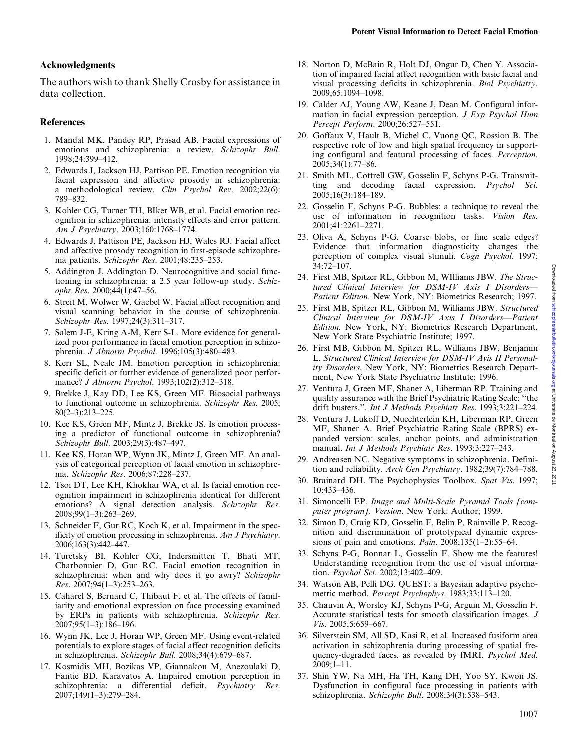## Acknowledgments

The authors wish to thank Shelly Crosby for assistance in data collection.

## References

1. Mandal MK, Pandey RP, Prasad AB. Facial expressions of emotions and schizophrenia: a review. *Schizophr Bull*. 1998;24:399–412.
2. Edwards J, Jackson HJ, Pattison PE. Emotion recognition via facial expression and affective prosody in schizophrenia: a methodological review. *Clin Psychol Rev*. 2002;22(6): 789–832.
3. Kohler CG, Turner TH, BIker WB, et al. Facial emotion recognition in schizophrenia: intensity effects and error pattern. *Am J Psychiatry*. 2003;160:1768–1774.
4. Edwards J, Pattison PE, Jackson HJ, Wales RJ. Facial affect and affective prosody recognition in first-episode schizophrenia patients. *Schizophr Res*. 2001;48:235–253.
5. Addington J, Addington D. Neurocognitive and social functioning in schizophrenia: a 2.5 year follow-up study. *Schizophr Res*. 2000;44(1):47–56.
6. Streit M, Wolwer W, Gaebel W. Facial affect recognition and visual scanning behavior in the course of schizophrenia. *Schizophr Res*. 1997;24(3):311–317.
7. Salem J-E, Kring A-M, Kerr S-L. More evidence for generalized poor performance in facial emotion perception in schizophrenia. *J Abnorm Psychol*. 1996;105(3):480–483.
8. Kerr SL, Neale JM. Emotion perception in schizophrenia: specific deficit or further evidence of generalized poor performance? *J Abnorm Psychol*. 1993;102(2):312–318.
9. Brekke J, Kay DD, Lee KS, Green MF. Biosocial pathways to functional outcome in schizophrenia. *Schizophr Res*. 2005; 80(2–3):213–225.
10. Kee KS, Green MF, Mintz J, Brekke JS. Is emotion processing a predictor of functional outcome in schizophrenia? *Schizophr Bull*. 2003;29(3):487–497.
11. Kee KS, Horan WP, Wynn JK, Mintz J, Green MF. An analysis of categorical perception of facial emotion in schizophrenia. *Schizophr Res*. 2006;87:228–237.
12. Tsoi DT, Lee KH, Khokhar WA, et al. Is facial emotion recognition impairment in schizophrenia identical for different emotions? A signal detection analysis. *Schizophr Res*. 2008;99(1–3):263–269.
13. Schneider F, Gur RC, Koch K, et al. Impairment in the specificity of emotion processing in schizophrenia. *Am J Psychiatry*. 2006;163(3):442–447.
14. Turetsky BI, Kohler CG, Indersmitten T, Bhati MT, Charbonnier D, Gur RC. Facial emotion recognition in schizophrenia: when and why does it go awry? *Schizophr Res*. 2007;94(1–3):253–263.
15. Caharel S, Bernard C, Thibaut F, et al. The effects of familiarity and emotional expression on face processing examined by ERPs in patients with schizophrenia. *Schizophr Res*. 2007;95(1–3):186–196.
16. Wynn JK, Lee J, Horan WP, Green MF. Using event-related potentials to explore stages of facial affect recognition deficits in schizophrenia. *Schizophr Bull*. 2008;34(4):679–687.
17. Kosmidis MH, Bozikas VP, Giannakou M, Anezoulaki D, Fantie BD, Karavatos A. Impaired emotion perception in schizophrenia: a differential deficit. *Psychiatry Res*. 2007;149(1–3):279–284.
18. Norton D, McBain R, Holt DJ, Ongur D, Chen Y. Association of impaired facial affect recognition with basic facial and visual processing deficits in schizophrenia. *Biol Psychiatry*. 2009;65:1094–1098.
19. Calder AJ, Young AW, Keane J, Dean M. Configural information in facial expression perception. *J Exp Psychol Hum Percept Perform*. 2000;26:527–551.
20. Goffaux V, Hault B, Michel C, Vuong QC, Rossion B. The respective role of low and high spatial frequency in supporting configural and featural processing of faces. *Perception*. 2005;34(1):77–86.
21. Smith ML, Cottrell GW, Gosselin F, Schyns P-G. Transmitting and decoding facial expression. *Psychol Sci*. 2005;16(3):184–189.
22. Gosselin F, Schyns P-G. Bubbles: a technique to reveal the use of information in recognition tasks. *Vision Res*. 2001;41:2261–2271.
23. Oliva A, Schyns P-G. Coarse blobs, or fine scale edges? Evidence that information diagnosticity changes the perception of complex visual stimuli. *Cogn Psychol*. 1997; 34:72–107.
24. First MB, Spitzer RL, Gibbon M, WIlliams JBW. *The Structured Clinical Interview for DSM-IV Axis I Disorders—Patient Edition.* New York, NY: Biometrics Research; 1997.
25. First MB, Spitzer RL, Gibbon M, Williams JBW. *Structured Clinical Interview for DSM-IV Axis I Disorders—Patient Edition.* New York, NY: Biometrics Research Department, New York State Psychiatric Institute; 1997.
26. First MB, Gibbon M, Spitzer RL, Williams JBW, Benjamin L. *Structured Clinical Interview for DSM-IV Avis II Personality Disorders.* New York, NY: Biometrics Research Department, New York State Psychiatric Institute; 1996.
27. Ventura J, Green MF, Shaner A, Liberman RP. Training and quality assurance with the Brief Psychiatric Rating Scale: "the drift busters.". *Int J Methods Psychiatr Res*. 1993;3:221–224.
28. Ventura J, Lukoff D, Nuechterlein KH, Liberman RP, Green MF, Shaner A. Brief Psychiatric Rating Scale (BPRS) expanded version: scales, anchor points, and administration manual. *Int J Methods Psychiatr Res*. 1993;3:227–243.
29. Andreasen NC. Negative symptoms in schizophrenia. Definition and reliability. *Arch Gen Psychiatry*. 1982;39(7):784–788.
30. Brainard DH. The Psychophysics Toolbox. *Spat Vis*. 1997; 10:433–436.
31. Simoncelli EP. *Image and Multi-Scale Pyramid Tools [computer program]. Version*. New York: Author; 1999.
32. Simon D, Craig KD, Gosselin F, Belin P, Rainville P. Recognition and discrimination of prototypical dynamic expressions of pain and emotions. *Pain*. 2008;135(1–2):55–64.
33. Schyns P-G, Bonnar L, Gosselin F. Show me the features! Understanding recognition from the use of visual information. *Psychol Sci*. 2002;13:402–409.
34. Watson AB, Pelli DG. QUEST: a Bayesian adaptive psychometric method. *Percept Psychophys*. 1983;33:113–120.
35. Chauvin A, Worsley KJ, Schyns P-G, Arguin M, Gosselin F. Accurate statistical tests for smooth classification images. *J Vis*. 2005;5:659–667.
36. Silverstein SM, All SD, Kasi R, et al. Increased fusiform area activation in schizophrenia during processing of spatial frequency-degraded faces, as revealed by fMRI. *Psychol Med*. 2009;1–11.
37. Shin YW, Na MH, Ha TH, Kang DH, Yoo SY, Kwon JS. Dysfunction in configural face processing in patients with schizophrenia. *Schizophr Bull*. 2008;34(3):538–543.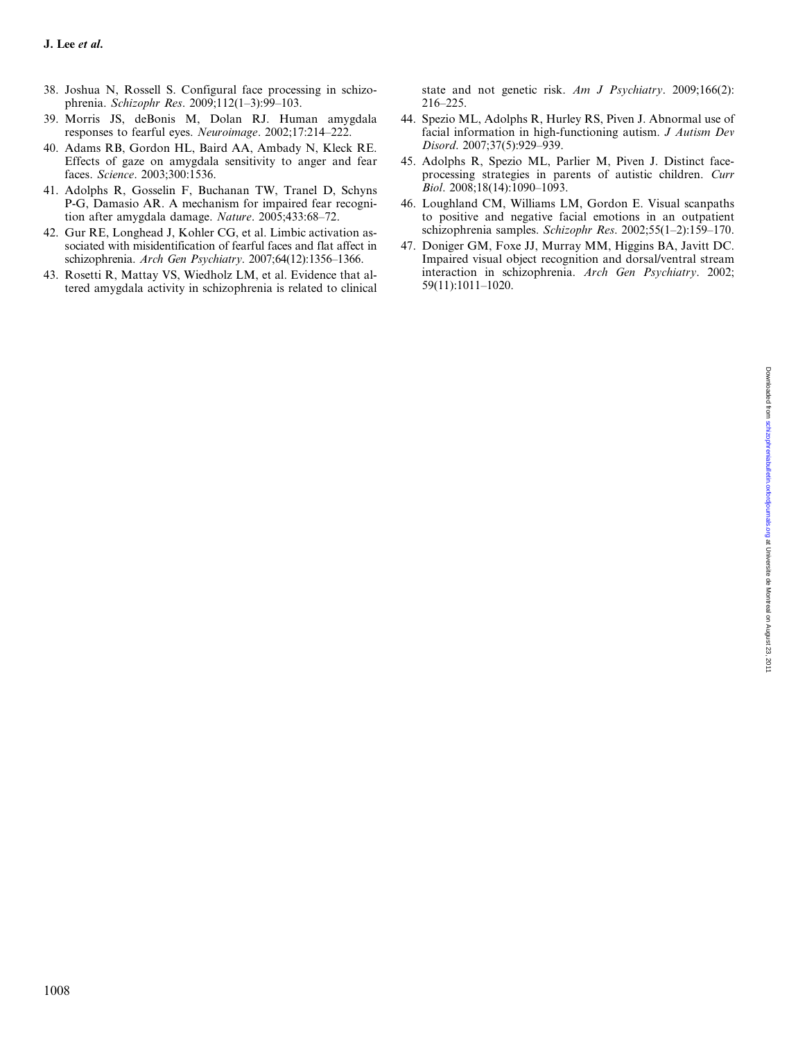38. Joshua N, Rossell S. Configural face processing in schizophrenia. *Schizophr Res*. 2009;112(1–3):99–103.
39. Morris JS, deBonis M, Dolan RJ. Human amygdala responses to fearful eyes. *Neuroimage*. 2002;17:214–222.
40. Adams RB, Gordon HL, Baird AA, Ambady N, Kleck RE. Effects of gaze on amygdala sensitivity to anger and fear faces. *Science*. 2003;300:1536.
41. Adolphs R, Gosselin F, Buchanan TW, Tranel D, Schyns P-G, Damasio AR. A mechanism for impaired fear recognition after amygdala damage. *Nature*. 2005;433:68–72.
42. Gur RE, Longhead J, Kohler CG, et al. Limbic activation associated with misidentification of fearful faces and flat affect in schizophrenia. *Arch Gen Psychiatry*. 2007;64(12):1356–1366.
43. Rosetti R, Mattay VS, Wiedholz LM, et al. Evidence that altered amygdala activity in schizophrenia is related to clinical state and not genetic risk. *Am J Psychiatry*. 2009;166(2):216–225.
44. Spezio ML, Adolphs R, Hurley RS, Piven J. Abnormal use of facial information in high-functioning autism. *J Autism Dev Disord*. 2007;37(5):929–939.
45. Adolphs R, Spezio ML, Parlier M, Piven J. Distinct face-processing strategies in parents of autistic children. *Curr Biol*. 2008;18(14):1090–1093.
46. Loughland CM, Williams LM, Gordon E. Visual scanpaths to positive and negative facial emotions in an outpatient schizophrenia samples. *Schizophr Res*. 2002;55(1–2):159–170.
47. Doniger GM, Foxe JJ, Murray MM, Higgins BA, Javitt DC. Impaired visual object recognition and dorsal/ventral stream interaction in schizophrenia. *Arch Gen Psychiatry*. 2002;59(11):1011–1020.